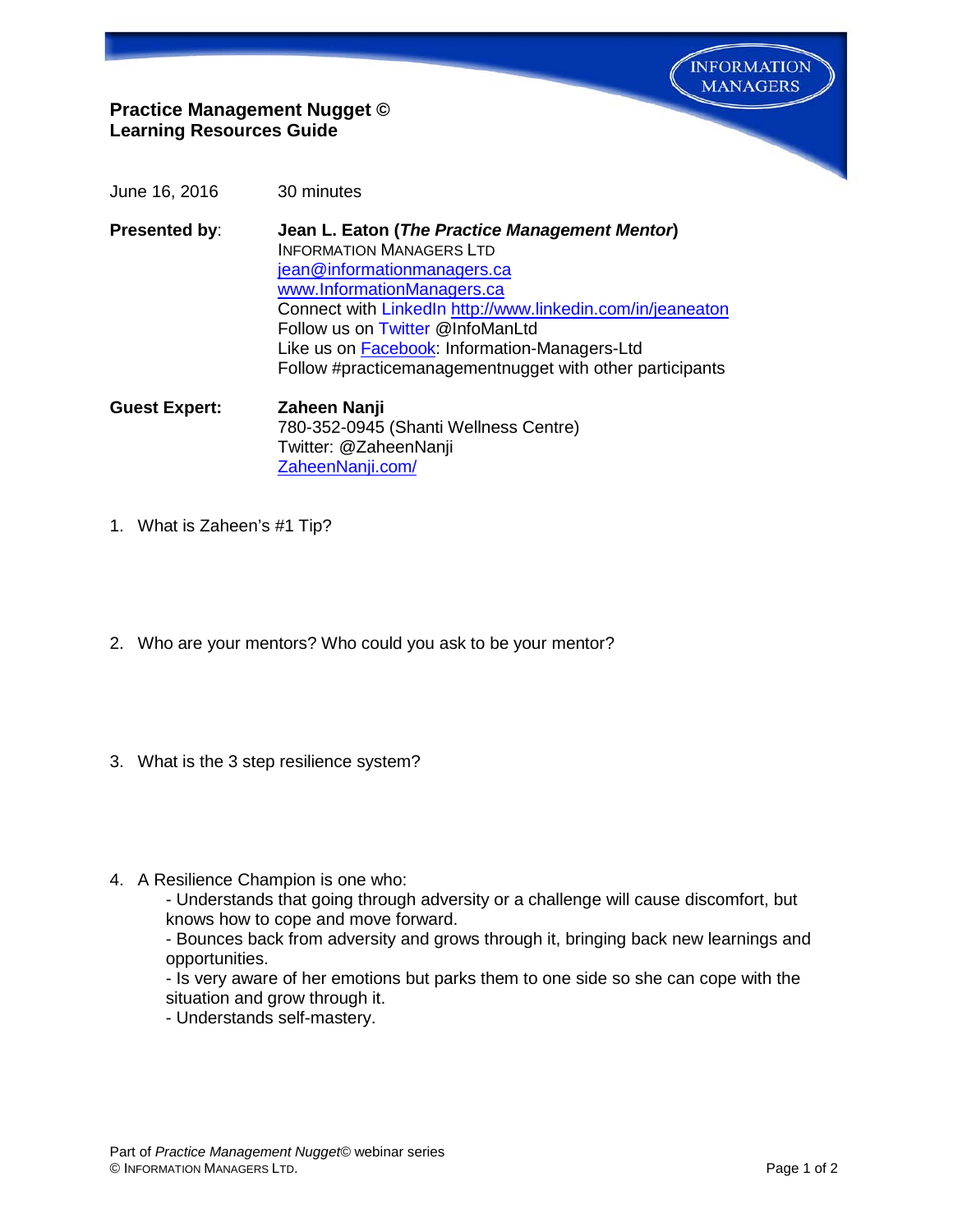INFORMATION MANAGERS

**Practice Management Nugget ©**
**Learning Resources Guide**

June 16, 2016 30 minutes

**Presented by**: **Jean L. Eaton (*The Practice Management Mentor*)**
INFORMATION MANAGERS LTD
jean@informationmanagers.ca
www.InformationManagers.ca
Connect with LinkedIn http://www.linkedin.com/in/jeaneaton
Follow us on Twitter @InfoManLtd
Like us on Facebook: Information-Managers-Ltd
Follow #practicemanagementnugget with other participants

**Guest Expert:** **Zaheen Nanji**
780-352-0945 (Shanti Wellness Centre)
Twitter: @ZaheenNanji
ZaheenNanji.com/

1. What is Zaheen's #1 Tip?

2. Who are your mentors? Who could you ask to be your mentor?

3. What is the 3 step resilience system?

4. A Resilience Champion is one who:
   - Understands that going through adversity or a challenge will cause discomfort, but knows how to cope and move forward.
   - Bounces back from adversity and grows through it, bringing back new learnings and opportunities.
   - Is very aware of her emotions but parks them to one side so she can cope with the situation and grow through it.
   - Understands self-mastery.

Part of *Practice Management Nugget*© webinar series
© INFORMATION MANAGERS LTD.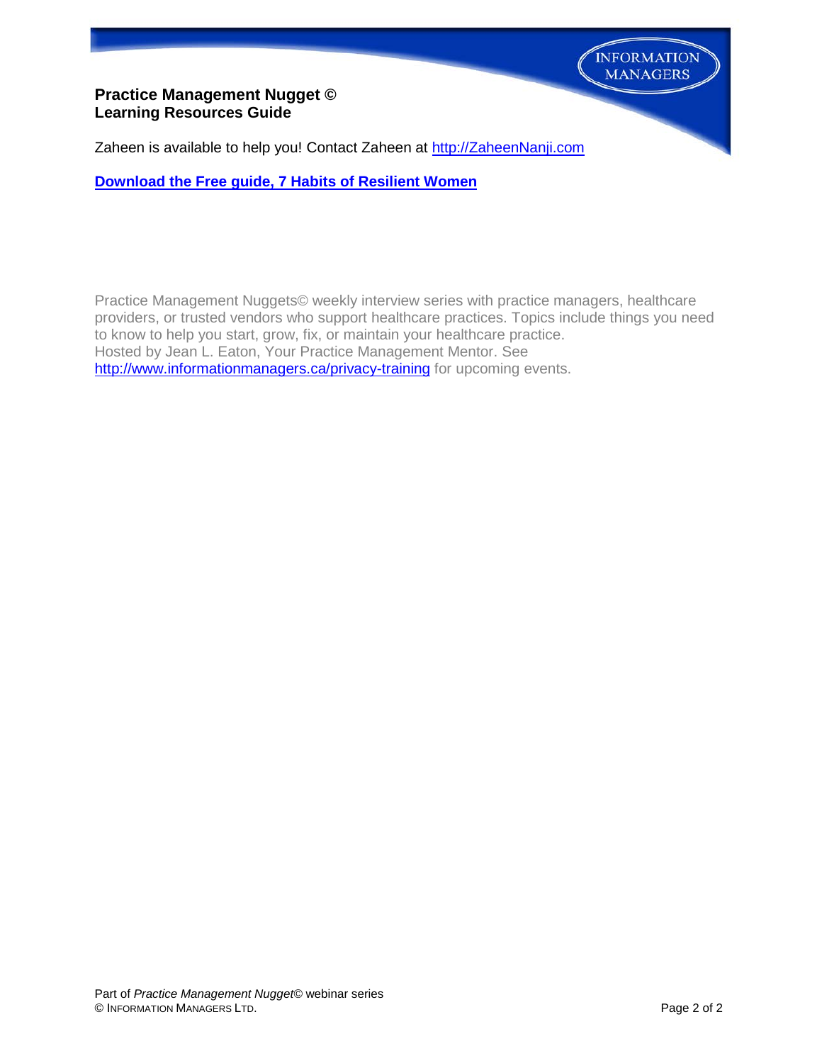**Practice Management Nugget ©**
**Learning Resources Guide**

Zaheen is available to help you! Contact Zaheen at http://ZaheenNanji.com

**Download the Free guide, 7 Habits of Resilient Women**

Practice Management Nuggets© weekly interview series with practice managers, healthcare providers, or trusted vendors who support healthcare practices. Topics include things you need to know to help you start, grow, fix, or maintain your healthcare practice.
Hosted by Jean L. Eaton, Your Practice Management Mentor. See http://www.informationmanagers.ca/privacy-training for upcoming events.